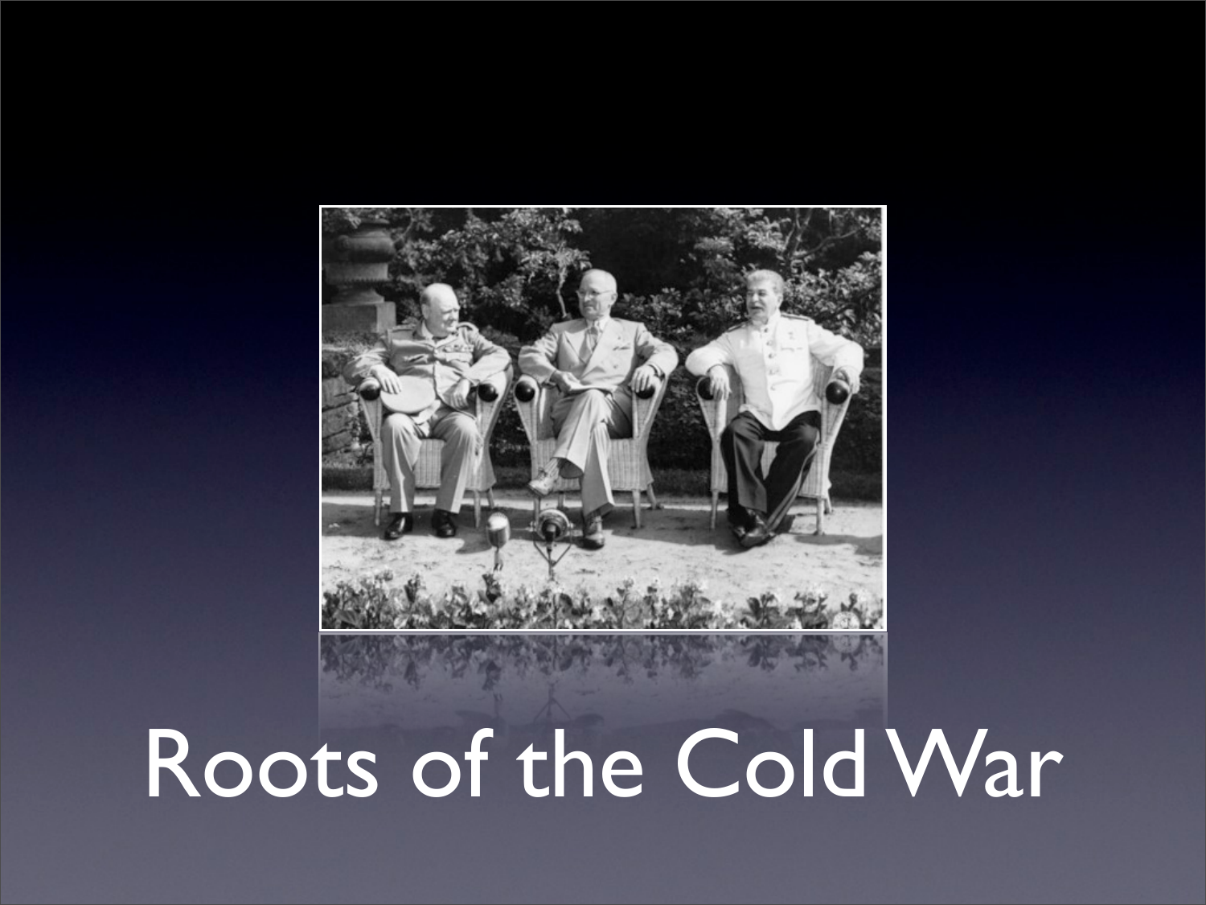# Roots of the Cold War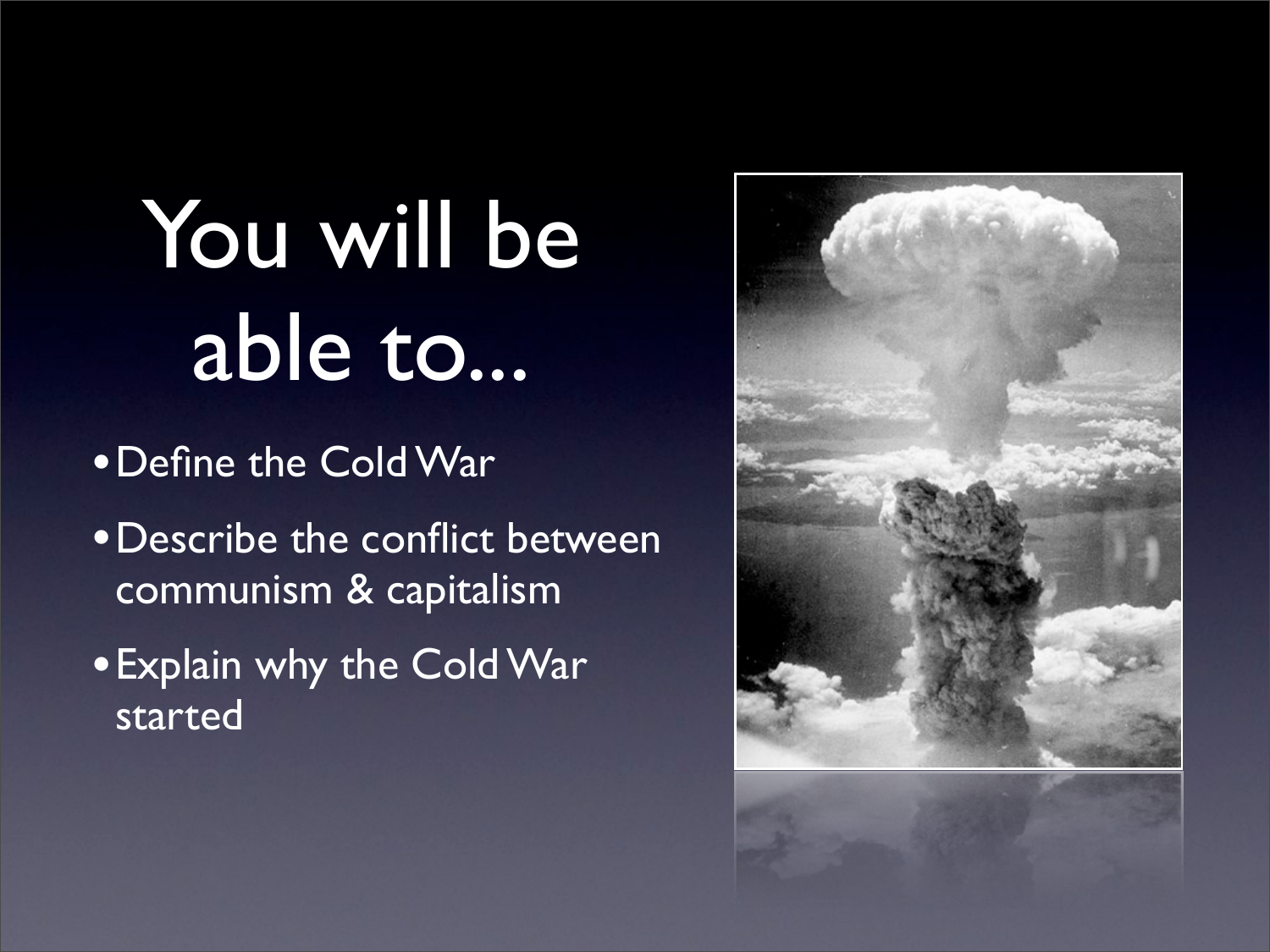# You will be able to...

- Define the Cold War
- Describe the conflict between communism & capitalism
- Explain why the Cold War started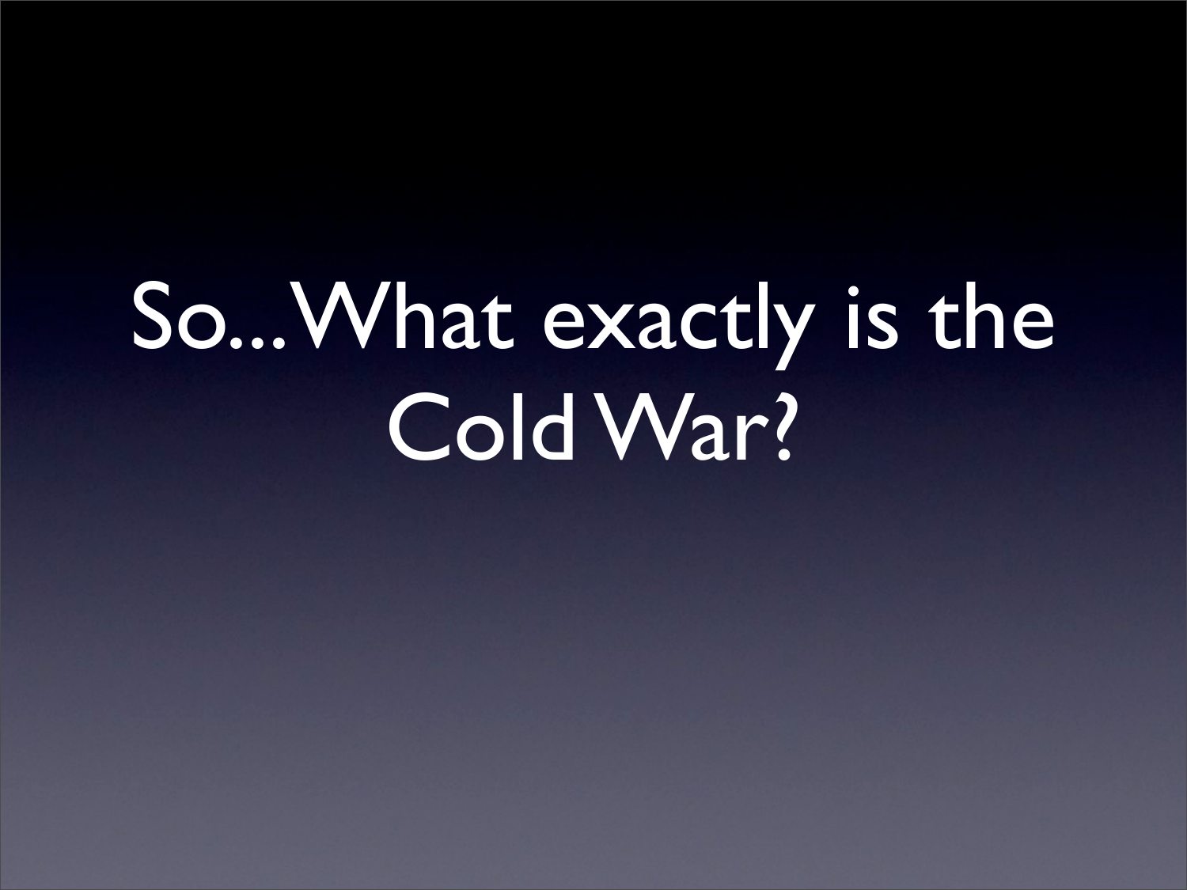# So...What exactly is the Cold War?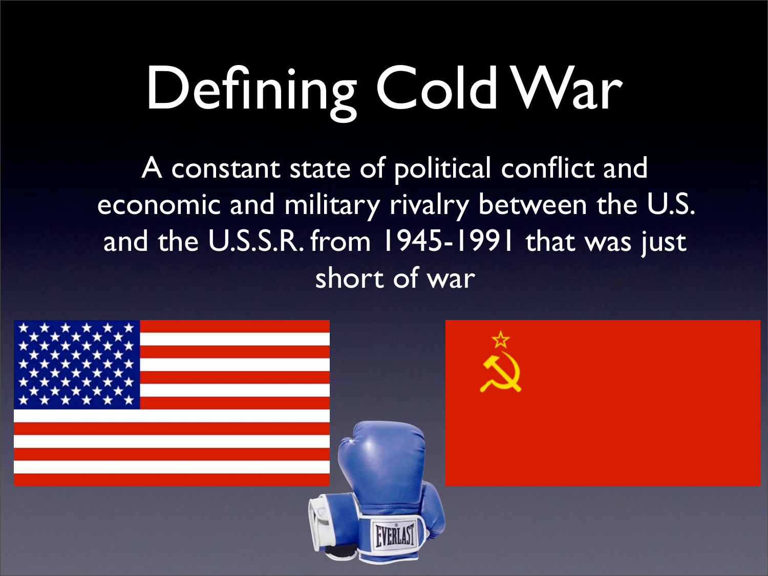# Defining Cold War

A constant state of political conflict and economic and military rivalry between the U.S. and the U.S.S.R. from 1945-1991 that was just short of war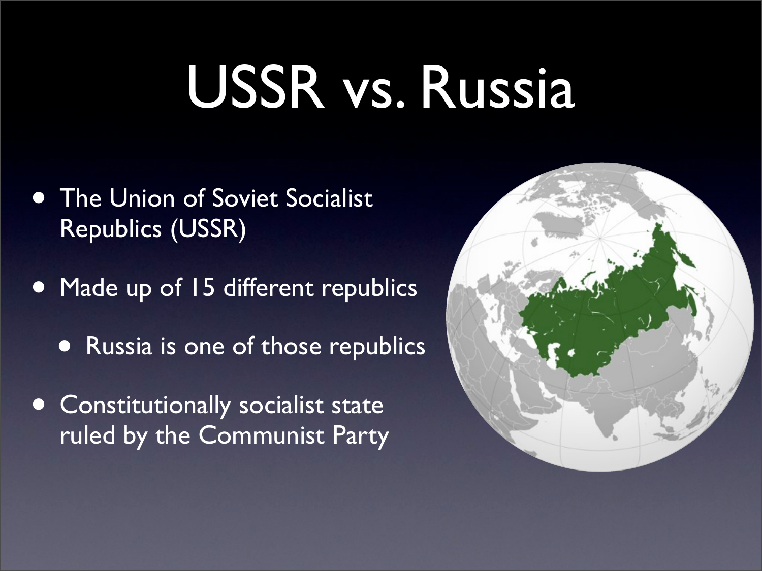# USSR vs. Russia

- The Union of Soviet Socialist Republics (USSR)
- Made up of 15 different republics
  - Russia is one of those republics
- Constitutionally socialist state ruled by the Communist Party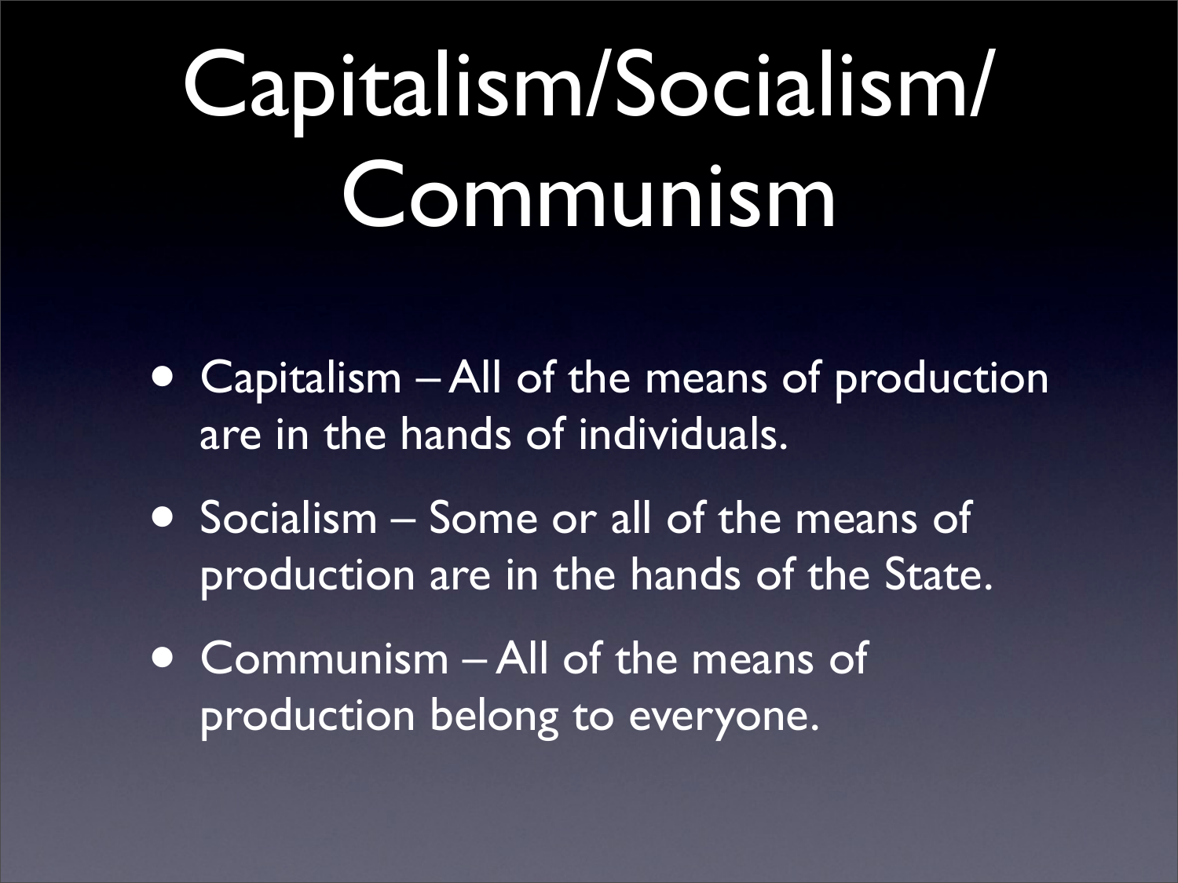# Capitalism/Socialism/Communism

- Capitalism – All of the means of production are in the hands of individuals.
- Socialism – Some or all of the means of production are in the hands of the State.
- Communism – All of the means of production belong to everyone.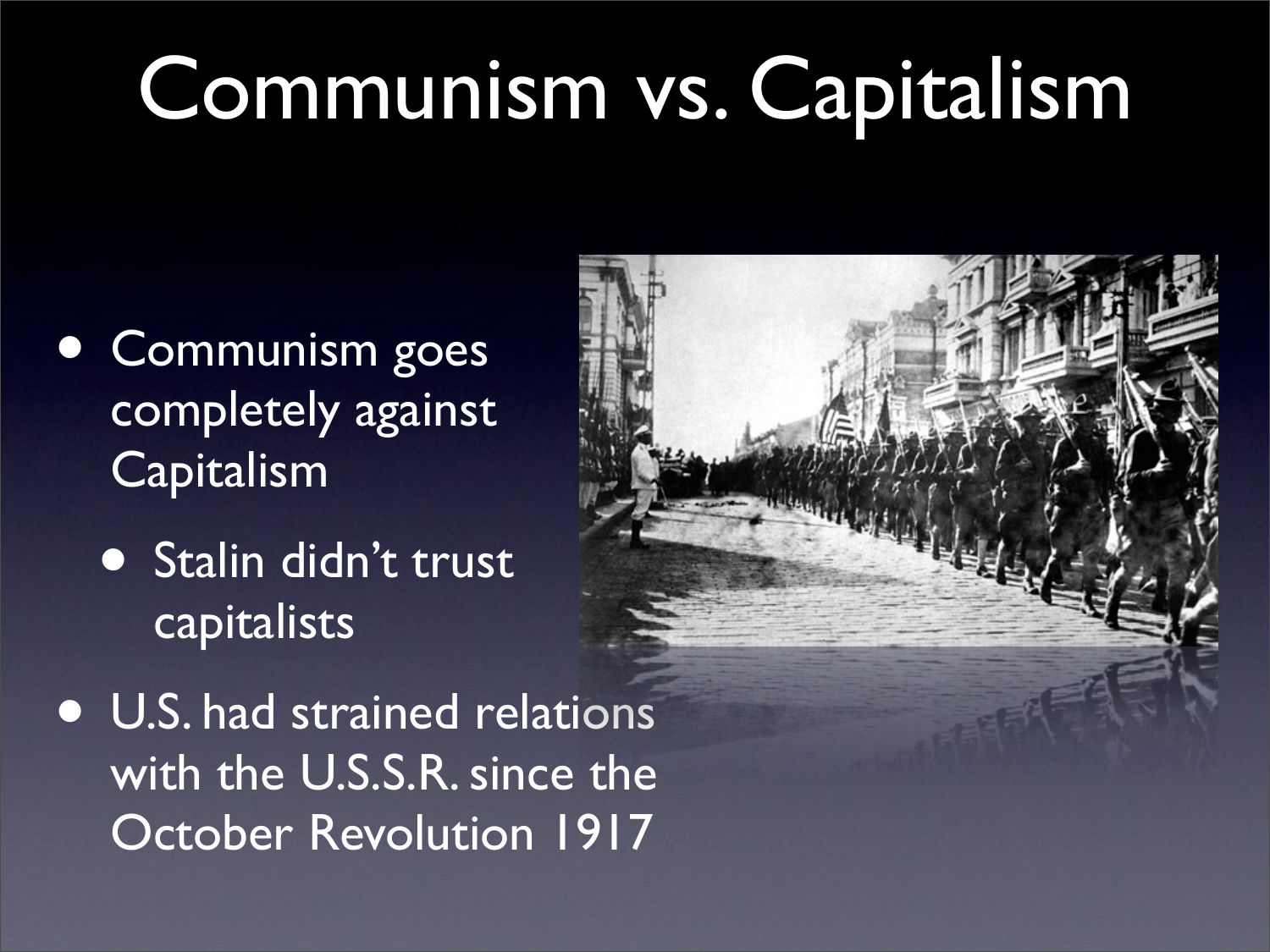# Communism vs. Capitalism

- Communism goes completely against Capitalism
  - Stalin didn't trust capitalists
- U.S. had strained relations with the U.S.S.R. since the October Revolution 1917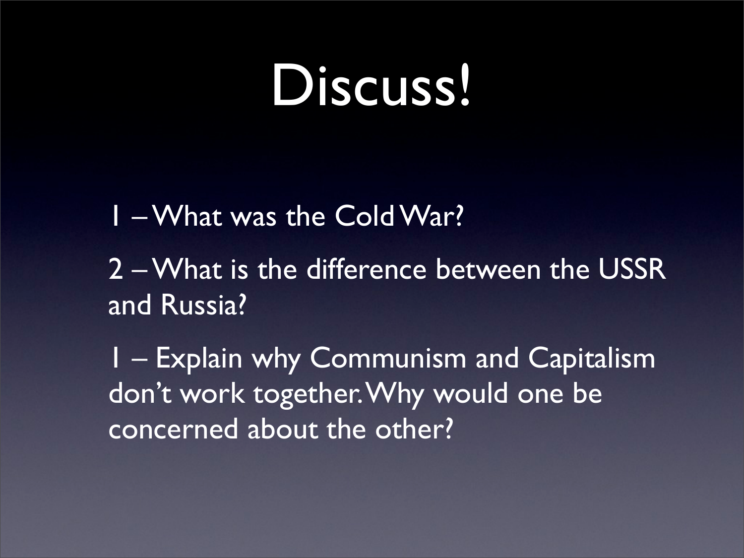# Discuss!

1 – What was the Cold War?

2 – What is the difference between the USSR and Russia?

1 – Explain why Communism and Capitalism don't work together. Why would one be concerned about the other?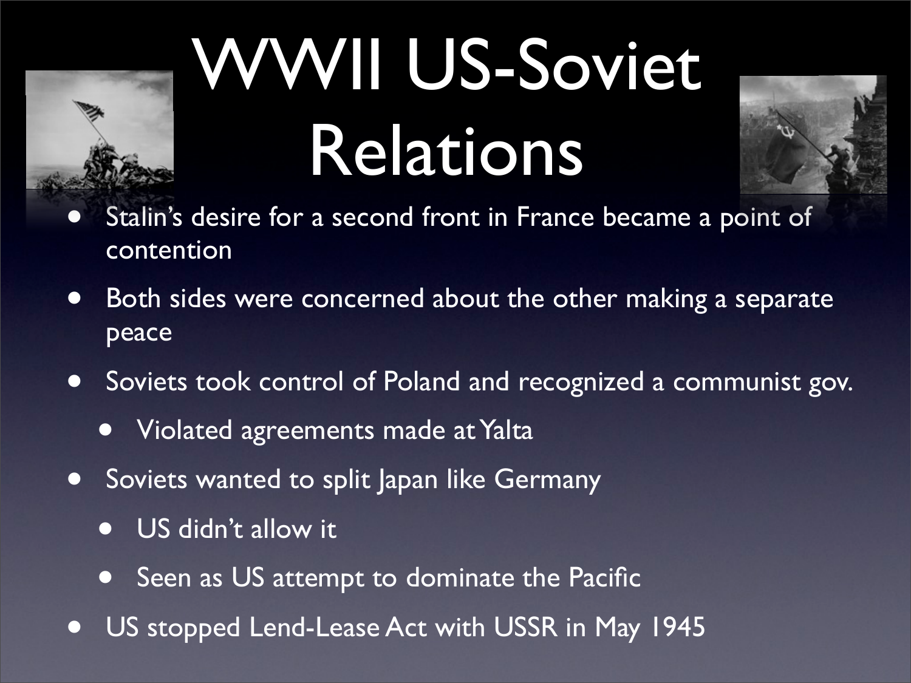# WWII US-Soviet Relations

- Stalin's desire for a second front in France became a point of contention
- Both sides were concerned about the other making a separate peace
- Soviets took control of Poland and recognized a communist gov.
  - Violated agreements made at Yalta
- Soviets wanted to split Japan like Germany
  - US didn't allow it
  - Seen as US attempt to dominate the Pacific
- US stopped Lend-Lease Act with USSR in May 1945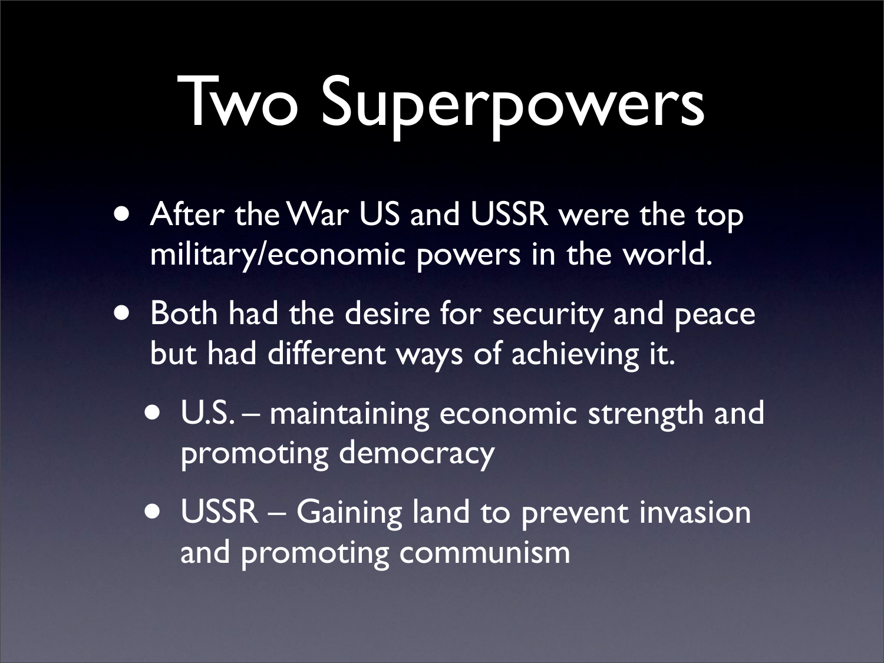# Two Superpowers

- After the War US and USSR were the top military/economic powers in the world.
- Both had the desire for security and peace but had different ways of achieving it.
  - U.S. – maintaining economic strength and promoting democracy
  - USSR – Gaining land to prevent invasion and promoting communism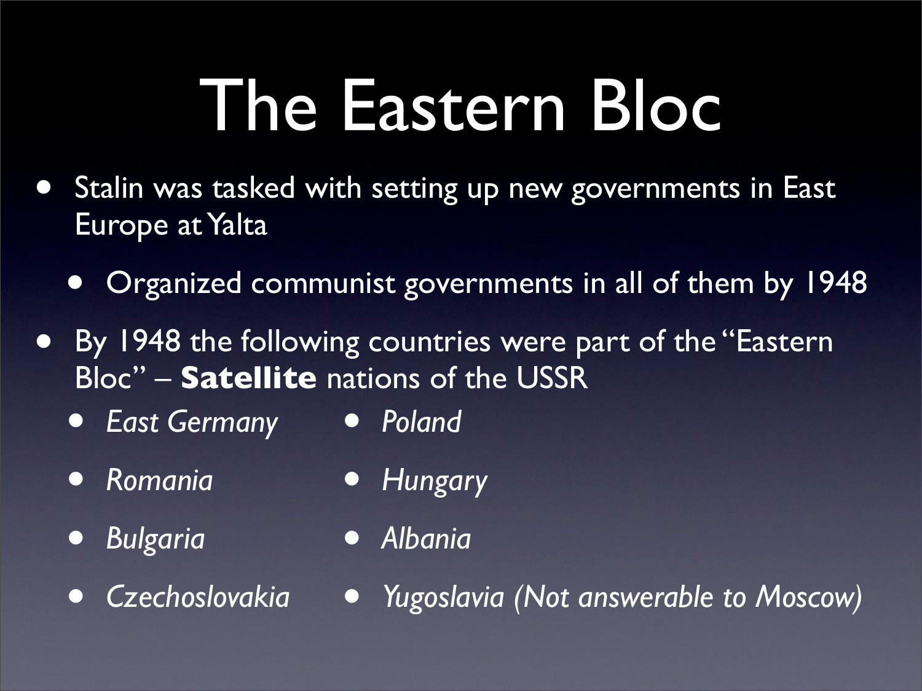# The Eastern Bloc

- Stalin was tasked with setting up new governments in East Europe at Yalta
  - Organized communist governments in all of them by 1948
- By 1948 the following countries were part of the "Eastern Bloc" – **Satellite** nations of the USSR
  - *East Germany*
  - *Romania*
  - *Bulgaria*
  - *Czechoslovakia*
  - *Poland*
  - *Hungary*
  - *Albania*
  - *Yugoslavia (Not answerable to Moscow)*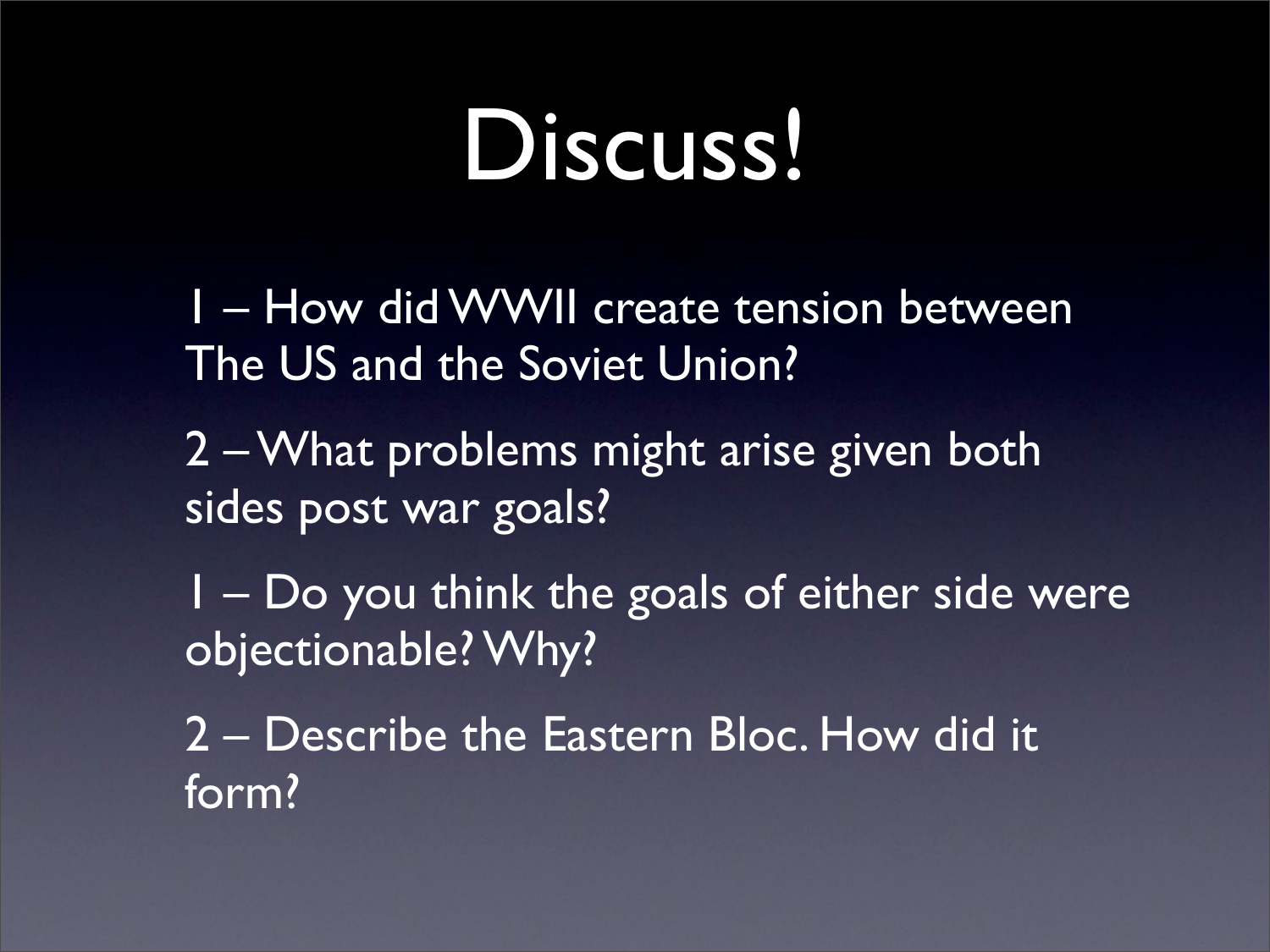# Discuss!

1 – How did WWII create tension between The US and the Soviet Union?

2 – What problems might arise given both sides post war goals?

1 – Do you think the goals of either side were objectionable? Why?

2 – Describe the Eastern Bloc. How did it form?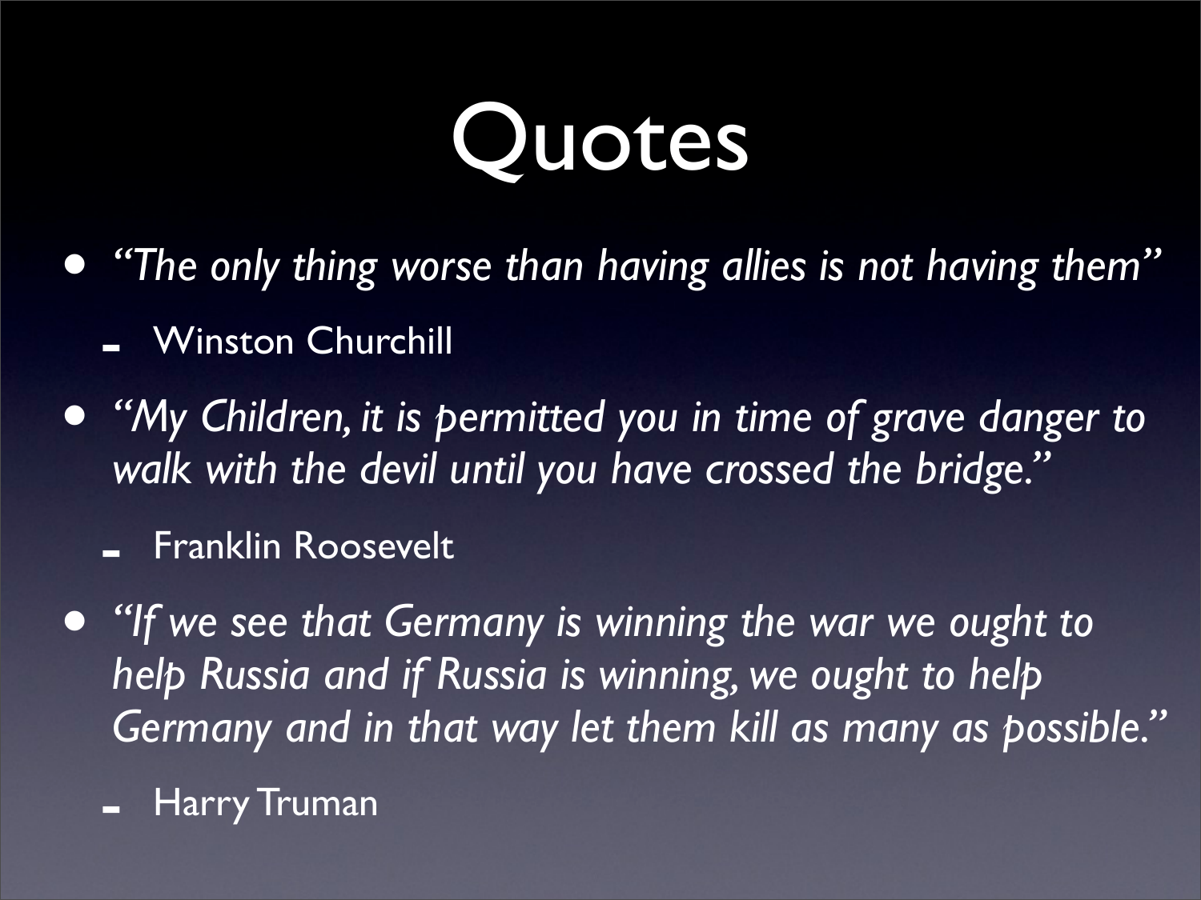# Quotes

- *"The only thing worse than having allies is not having them"*
  - Winston Churchill
- *"My Children, it is permitted you in time of grave danger to walk with the devil until you have crossed the bridge."*
  - Franklin Roosevelt
- *"If we see that Germany is winning the war we ought to help Russia and if Russia is winning, we ought to help Germany and in that way let them kill as many as possible."*
  - Harry Truman